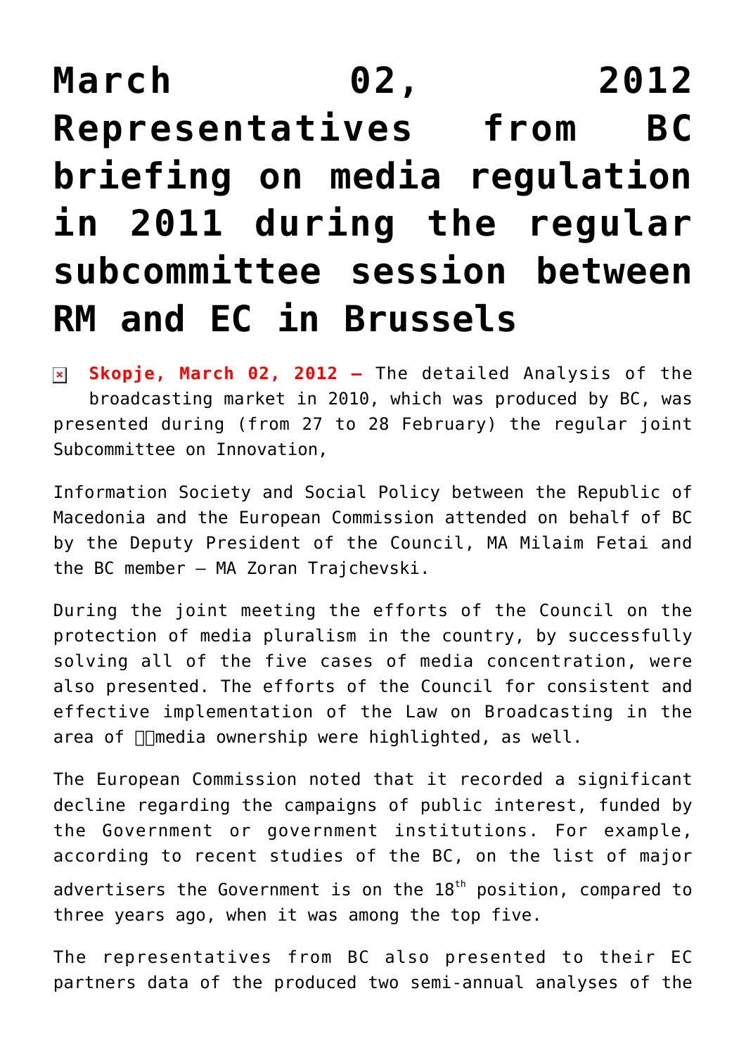# March 02, 2012 Representatives from BC briefing on media regulation in 2011 during the regular subcommittee session between RM and EC in Brussels

**Skopje, March 02, 2012 –** The detailed Analysis of the broadcasting market in 2010, which was produced by BC, was presented during (from 27 to 28 February) the regular joint Subcommittee on Innovation,

Information Society and Social Policy between the Republic of Macedonia and the European Commission attended on behalf of BC by the Deputy President of the Council, MA Milaim Fetai and the BC member – MA Zoran Trajchevski.

During the joint meeting the efforts of the Council on the protection of media pluralism in the country, by successfully solving all of the five cases of media concentration, were also presented. The efforts of the Council for consistent and effective implementation of the Law on Broadcasting in the area of media ownership were highlighted, as well.

The European Commission noted that it recorded a significant decline regarding the campaigns of public interest, funded by the Government or government institutions. For example, according to recent studies of the BC, on the list of major advertisers the Government is on the 18th position, compared to three years ago, when it was among the top five.

The representatives from BC also presented to their EC partners data of the produced two semi-annual analyses of the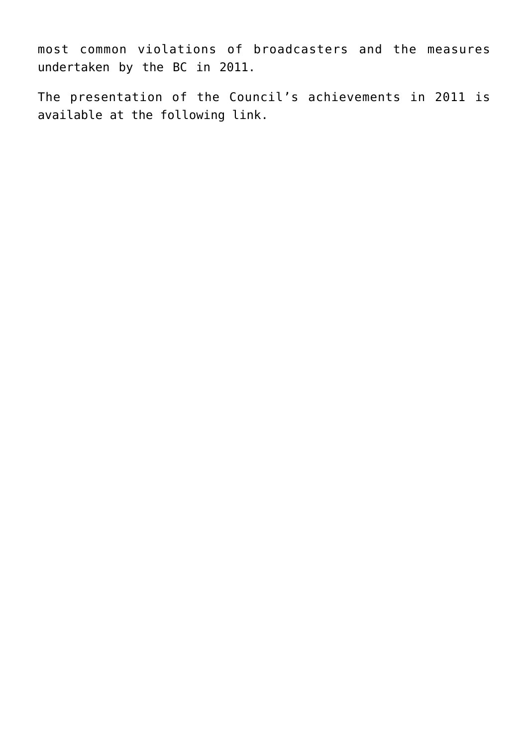most common violations of broadcasters and the measures undertaken by the BC in 2011.

The presentation of the Council’s achievements in 2011 is available at the following link.